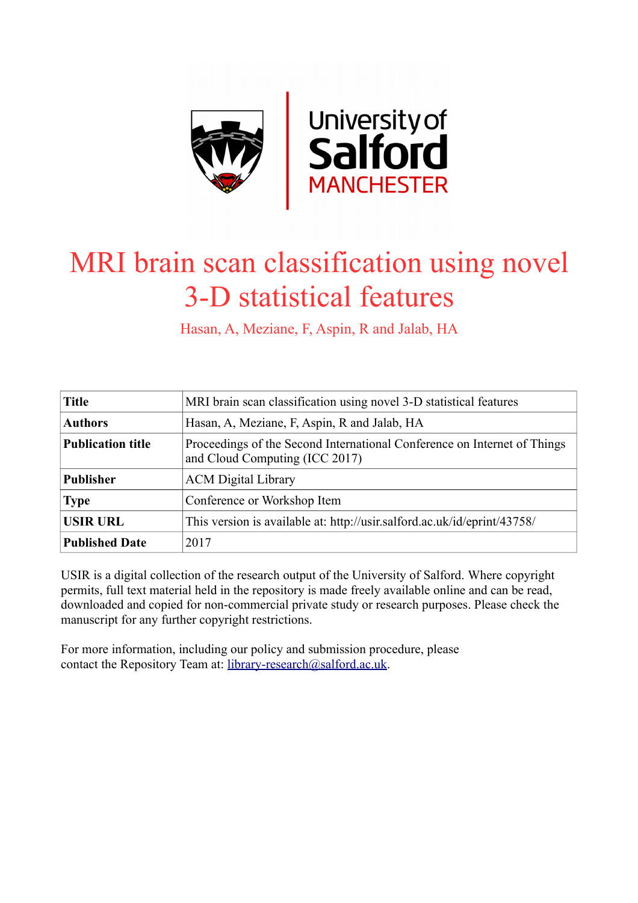# MRI brain scan classification using novel 3-D statistical features

Hasan, A, Meziane, F, Aspin, R and Jalab, HA

| | |
|---|---|
| **Title** | MRI brain scan classification using novel 3-D statistical features |
| **Authors** | Hasan, A, Meziane, F, Aspin, R and Jalab, HA |
| **Publication title** | Proceedings of the Second International Conference on Internet of Things and Cloud Computing (ICC 2017) |
| **Publisher** | ACM Digital Library |
| **Type** | Conference or Workshop Item |
| **USIR URL** | This version is available at: http://usir.salford.ac.uk/id/eprint/43758/ |
| **Published Date** | 2017 |

USIR is a digital collection of the research output of the University of Salford. Where copyright permits, full text material held in the repository is made freely available online and can be read, downloaded and copied for non-commercial private study or research purposes. Please check the manuscript for any further copyright restrictions.

For more information, including our policy and submission procedure, please contact the Repository Team at: library-research@salford.ac.uk.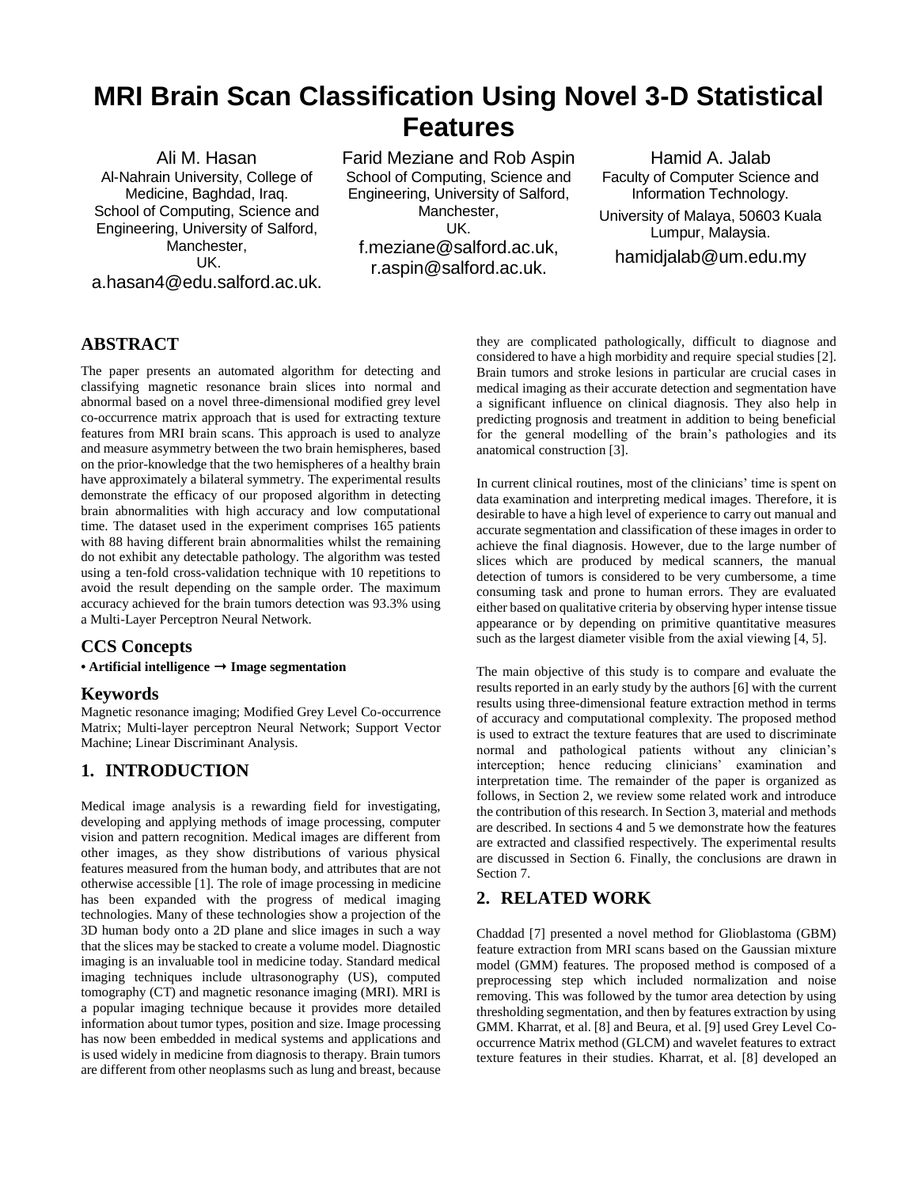# MRI Brain Scan Classification Using Novel 3-D Statistical Features

Ali M. Hasan
Al-Nahrain University, College of Medicine, Baghdad, Iraq.
School of Computing, Science and Engineering, University of Salford, Manchester, UK.
a.hasan4@edu.salford.ac.uk.

Farid Meziane and Rob Aspin
School of Computing, Science and Engineering, University of Salford, Manchester, UK.
f.meziane@salford.ac.uk, r.aspin@salford.ac.uk.

Hamid A. Jalab
Faculty of Computer Science and Information Technology.
University of Malaya, 50603 Kuala Lumpur, Malaysia.
hamidjalab@um.edu.my

## ABSTRACT

The paper presents an automated algorithm for detecting and classifying magnetic resonance brain slices into normal and abnormal based on a novel three-dimensional modified grey level co-occurrence matrix approach that is used for extracting texture features from MRI brain scans. This approach is used to analyze and measure asymmetry between the two brain hemispheres, based on the prior-knowledge that the two hemispheres of a healthy brain have approximately a bilateral symmetry. The experimental results demonstrate the efficacy of our proposed algorithm in detecting brain abnormalities with high accuracy and low computational time. The dataset used in the experiment comprises 165 patients with 88 having different brain abnormalities whilst the remaining do not exhibit any detectable pathology. The algorithm was tested using a ten-fold cross-validation technique with 10 repetitions to avoid the result depending on the sample order. The maximum accuracy achieved for the brain tumors detection was 93.3% using a Multi-Layer Perceptron Neural Network.

### CCS Concepts

**• Artificial intelligence → Image segmentation**

### Keywords

Magnetic resonance imaging; Modified Grey Level Co-occurrence Matrix; Multi-layer perceptron Neural Network; Support Vector Machine; Linear Discriminant Analysis.

## 1. INTRODUCTION

Medical image analysis is a rewarding field for investigating, developing and applying methods of image processing, computer vision and pattern recognition. Medical images are different from other images, as they show distributions of various physical features measured from the human body, and attributes that are not otherwise accessible [1]. The role of image processing in medicine has been expanded with the progress of medical imaging technologies. Many of these technologies show a projection of the 3D human body onto a 2D plane and slice images in such a way that the slices may be stacked to create a volume model. Diagnostic imaging is an invaluable tool in medicine today. Standard medical imaging techniques include ultrasonography (US), computed tomography (CT) and magnetic resonance imaging (MRI). MRI is a popular imaging technique because it provides more detailed information about tumor types, position and size. Image processing has now been embedded in medical systems and applications and is used widely in medicine from diagnosis to therapy. Brain tumors are different from other neoplasms such as lung and breast, because they are complicated pathologically, difficult to diagnose and considered to have a high morbidity and require special studies [2]. Brain tumors and stroke lesions in particular are crucial cases in medical imaging as their accurate detection and segmentation have a significant influence on clinical diagnosis. They also help in predicting prognosis and treatment in addition to being beneficial for the general modelling of the brain's pathologies and its anatomical construction [3].

In current clinical routines, most of the clinicians' time is spent on data examination and interpreting medical images. Therefore, it is desirable to have a high level of experience to carry out manual and accurate segmentation and classification of these images in order to achieve the final diagnosis. However, due to the large number of slices which are produced by medical scanners, the manual detection of tumors is considered to be very cumbersome, a time consuming task and prone to human errors. They are evaluated either based on qualitative criteria by observing hyper intense tissue appearance or by depending on primitive quantitative measures such as the largest diameter visible from the axial viewing [4, 5].

The main objective of this study is to compare and evaluate the results reported in an early study by the authors [6] with the current results using three-dimensional feature extraction method in terms of accuracy and computational complexity. The proposed method is used to extract the texture features that are used to discriminate normal and pathological patients without any clinician's interception; hence reducing clinicians' examination and interpretation time. The remainder of the paper is organized as follows, in Section 2, we review some related work and introduce the contribution of this research. In Section 3, material and methods are described. In sections 4 and 5 we demonstrate how the features are extracted and classified respectively. The experimental results are discussed in Section 6. Finally, the conclusions are drawn in Section 7.

## 2. RELATED WORK

Chaddad [7] presented a novel method for Glioblastoma (GBM) feature extraction from MRI scans based on the Gaussian mixture model (GMM) features. The proposed method is composed of a preprocessing step which included normalization and noise removing. This was followed by the tumor area detection by using thresholding segmentation, and then by features extraction by using GMM. Kharrat, et al. [8] and Beura, et al. [9] used Grey Level Co-occurrence Matrix method (GLCM) and wavelet features to extract texture features in their studies. Kharrat, et al. [8] developed an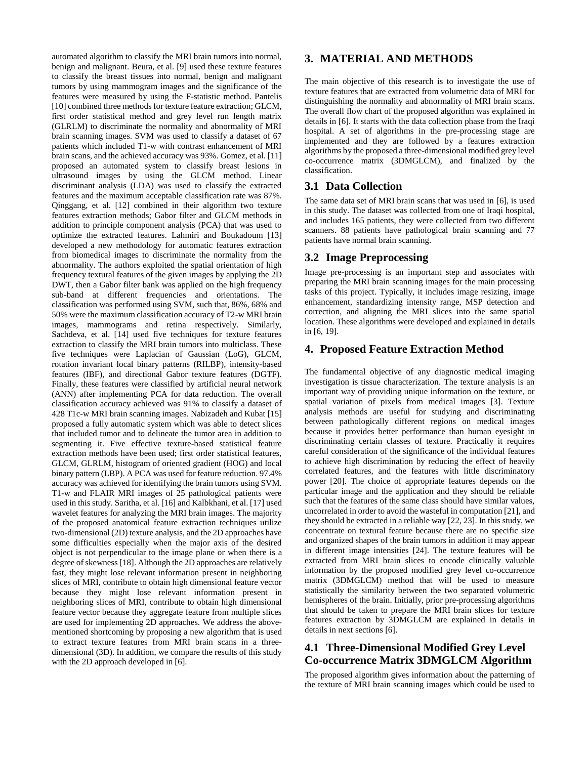automated algorithm to classify the MRI brain tumors into normal, benign and malignant. Beura, et al. [9] used these texture features to classify the breast tissues into normal, benign and malignant tumors by using mammogram images and the significance of the features were measured by using the F-statistic method. Pantelis [10] combined three methods for texture feature extraction; GLCM, first order statistical method and grey level run length matrix (GLRLM) to discriminate the normality and abnormality of MRI brain scanning images. SVM was used to classify a dataset of 67 patients which included T1-w with contrast enhancement of MRI brain scans, and the achieved accuracy was 93%. Gomez, et al. [11] proposed an automated system to classify breast lesions in ultrasound images by using the GLCM method. Linear discriminant analysis (LDA) was used to classify the extracted features and the maximum acceptable classification rate was 87%. Qinggang, et al. [12] combined in their algorithm two texture features extraction methods; Gabor filter and GLCM methods in addition to principle component analysis (PCA) that was used to optimize the extracted features. Lahmiri and Boukadoum [13] developed a new methodology for automatic features extraction from biomedical images to discriminate the normality from the abnormality. The authors exploited the spatial orientation of high frequency textural features of the given images by applying the 2D DWT, then a Gabor filter bank was applied on the high frequency sub-band at different frequencies and orientations. The classification was performed using SVM, such that, 86%, 68% and 50% were the maximum classification accuracy of T2-w MRI brain images, mammograms and retina respectively. Similarly, Sachdeva, et al. [14] used five techniques for texture features extraction to classify the MRI brain tumors into multiclass. These five techniques were Laplacian of Gaussian (LoG), GLCM, rotation invariant local binary patterns (RILBP), intensity-based features (IBF), and directional Gabor texture features (DGTF). Finally, these features were classified by artificial neural network (ANN) after implementing PCA for data reduction. The overall classification accuracy achieved was 91% to classify a dataset of 428 T1c-w MRI brain scanning images. Nabizadeh and Kubat [15] proposed a fully automatic system which was able to detect slices that included tumor and to delineate the tumor area in addition to segmenting it. Five effective texture-based statistical feature extraction methods have been used; first order statistical features, GLCM, GLRLM, histogram of oriented gradient (HOG) and local binary pattern (LBP). A PCA was used for feature reduction. 97.4% accuracy was achieved for identifying the brain tumors using SVM. T1-w and FLAIR MRI images of 25 pathological patients were used in this study. Saritha, et al. [16] and Kalbkhani, et al. [17] used wavelet features for analyzing the MRI brain images. The majority of the proposed anatomical feature extraction techniques utilize two-dimensional (2D) texture analysis, and the 2D approaches have some difficulties especially when the major axis of the desired object is not perpendicular to the image plane or when there is a degree of skewness [18]. Although the 2D approaches are relatively fast, they might lose relevant information present in neighboring slices of MRI, contribute to obtain high dimensional feature vector because they might lose relevant information present in neighboring slices of MRI, contribute to obtain high dimensional feature vector because they aggregate feature from multiple slices are used for implementing 2D approaches. We address the above-mentioned shortcoming by proposing a new algorithm that is used to extract texture features from MRI brain scans in a three-dimensional (3D). In addition, we compare the results of this study with the 2D approach developed in [6].

# 3. MATERIAL AND METHODS

The main objective of this research is to investigate the use of texture features that are extracted from volumetric data of MRI for distinguishing the normality and abnormality of MRI brain scans. The overall flow chart of the proposed algorithm was explained in details in [6]. It starts with the data collection phase from the Iraqi hospital. A set of algorithms in the pre-processing stage are implemented and they are followed by a features extraction algorithms by the proposed a three-dimensional modified grey level co-occurrence matrix (3DMGLCM), and finalized by the classification.

## 3.1 Data Collection

The same data set of MRI brain scans that was used in [6], is used in this study. The dataset was collected from one of Iraqi hospital, and includes 165 patients, they were collected from two different scanners. 88 patients have pathological brain scanning and 77 patients have normal brain scanning.

## 3.2 Image Preprocessing

Image pre-processing is an important step and associates with preparing the MRI brain scanning images for the main processing tasks of this project. Typically, it includes image resizing, image enhancement, standardizing intensity range, MSP detection and correction, and aligning the MRI slices into the same spatial location. These algorithms were developed and explained in details in [6, 19].

# 4. Proposed Feature Extraction Method

The fundamental objective of any diagnostic medical imaging investigation is tissue characterization. The texture analysis is an important way of providing unique information on the texture, or spatial variation of pixels from medical images [3]. Texture analysis methods are useful for studying and discriminating between pathologically different regions on medical images because it provides better performance than human eyesight in discriminating certain classes of texture. Practically it requires careful consideration of the significance of the individual features to achieve high discrimination by reducing the effect of heavily correlated features, and the features with little discriminatory power [20]. The choice of appropriate features depends on the particular image and the application and they should be reliable such that the features of the same class should have similar values, uncorrelated in order to avoid the wasteful in computation [21], and they should be extracted in a reliable way [22, 23]. In this study, we concentrate on textural feature because there are no specific size and organized shapes of the brain tumors in addition it may appear in different image intensities [24]. The texture features will be extracted from MRI brain slices to encode clinically valuable information by the proposed modified grey level co-occurrence matrix (3DMGLCM) method that will be used to measure statistically the similarity between the two separated volumetric hemispheres of the brain. Initially, prior pre-processing algorithms that should be taken to prepare the MRI brain slices for texture features extraction by 3DMGLCM are explained in details in details in next sections [6].

## 4.1 Three-Dimensional Modified Grey Level Co-occurrence Matrix 3DMGLCM Algorithm

The proposed algorithm gives information about the patterning of the texture of MRI brain scanning images which could be used to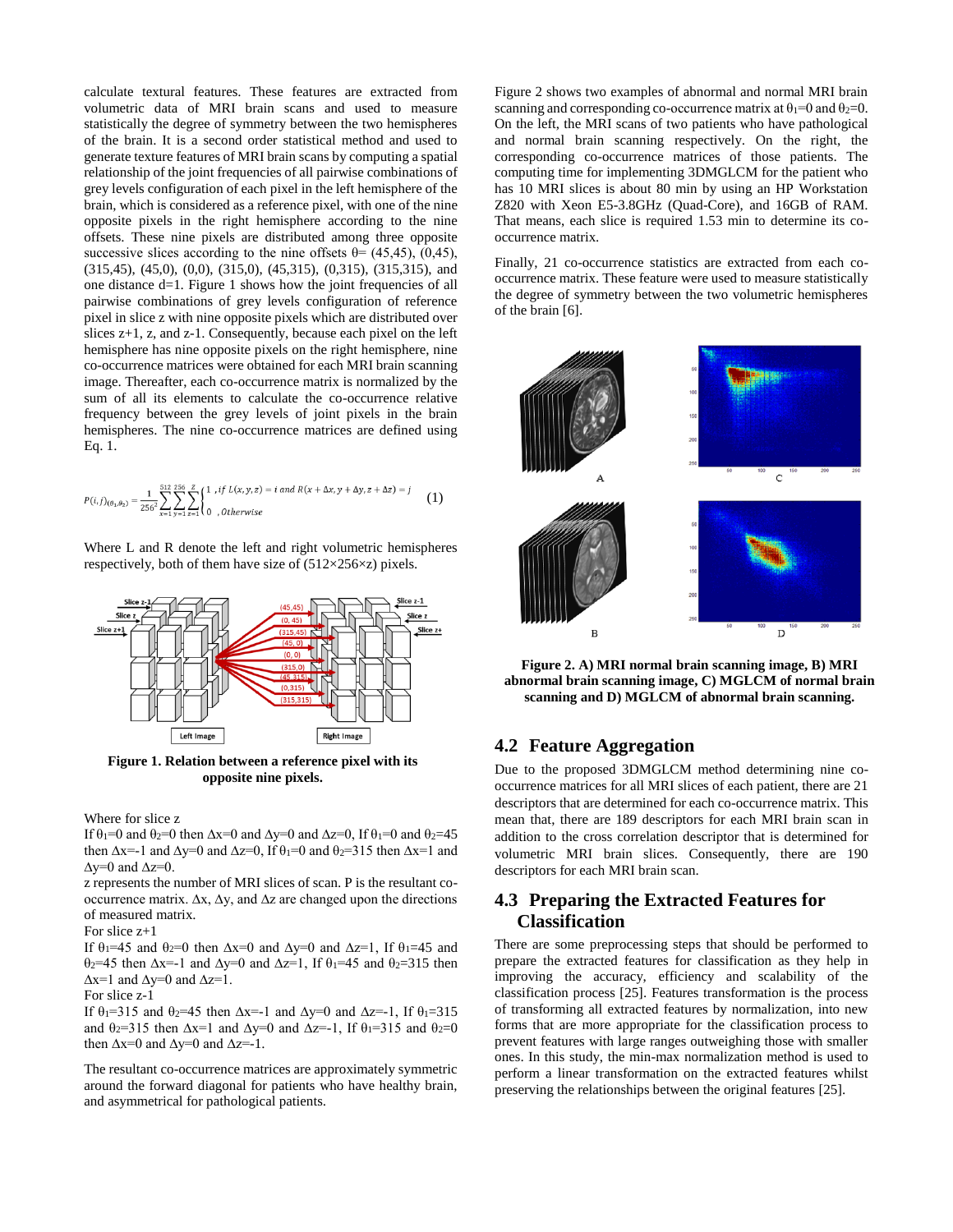calculate textural features. These features are extracted from volumetric data of MRI brain scans and used to measure statistically the degree of symmetry between the two hemispheres of the brain. It is a second order statistical method and used to generate texture features of MRI brain scans by computing a spatial relationship of the joint frequencies of all pairwise combinations of grey levels configuration of each pixel in the left hemisphere of the brain, which is considered as a reference pixel, with one of the nine opposite pixels in the right hemisphere according to the nine offsets. These nine pixels are distributed among three opposite successive slices according to the nine offsets θ= (45,45), (0,45), (315,45), (45,0), (0,0), (315,0), (45,315), (0,315), (315,315), and one distance d=1. Figure 1 shows the joint frequencies of all pairwise combinations of grey levels configuration of reference pixel in slice z with nine opposite pixels which are distributed over slices z+1, z, and z-1. Consequently, because each pixel on the left hemisphere has nine opposite pixels on the right hemisphere, nine co-occurrence matrices were obtained for each MRI brain scanning image. Thereafter, each co-occurrence matrix is normalized by the sum of all its elements to calculate the co-occurrence relative frequency between the grey levels of joint pixels in the brain hemispheres. The nine co-occurrence matrices are defined using Eq. 1.

$$P(i,j)_{(\theta_1,\theta_2)} = \frac{1}{256^2}\sum_{x=1}^{512}\sum_{y=1}^{256}\sum_{z=1}^{z}\begin{cases}1 & ,if\ L(x,y,z) = i\ and\ R(x+\Delta x, y+\Delta y, z+\Delta z) = j\\ 0 & ,Otherwise\end{cases} \quad (1)$$

Where L and R denote the left and right volumetric hemispheres respectively, both of them have size of (512×256×z) pixels.

**Figure 1. Relation between a reference pixel with its opposite nine pixels.**

Where for slice z

If $\theta_1$=0 and $\theta_2$=0 then $\Delta x$=0 and $\Delta y$=0 and $\Delta z$=0, If $\theta_1$=0 and $\theta_2$=45 then $\Delta x$=-1 and $\Delta y$=0 and $\Delta z$=0, If $\theta_1$=0 and $\theta_2$=315 then $\Delta x$=1 and $\Delta y$=0 and $\Delta z$=0.

z represents the number of MRI slices of scan. P is the resultant co-occurrence matrix. $\Delta x$, $\Delta y$, and $\Delta z$ are changed upon the directions of measured matrix.

For slice z+1

If $\theta_1$=45 and $\theta_2$=0 then $\Delta x$=0 and $\Delta y$=0 and $\Delta z$=1, If $\theta_1$=45 and $\theta_2$=45 then $\Delta x$=-1 and $\Delta y$=0 and $\Delta z$=1, If $\theta_1$=45 and $\theta_2$=315 then $\Delta x$=1 and $\Delta y$=0 and $\Delta z$=1.

For slice z-1

If $\theta_1$=315 and $\theta_2$=45 then $\Delta x$=-1 and $\Delta y$=0 and $\Delta z$=-1, If $\theta_1$=315 and $\theta_2$=315 then $\Delta x$=1 and $\Delta y$=0 and $\Delta z$=-1, If $\theta_1$=315 and $\theta_2$=0 then $\Delta x$=0 and $\Delta y$=0 and $\Delta z$=-1.

The resultant co-occurrence matrices are approximately symmetric around the forward diagonal for patients who have healthy brain, and asymmetrical for pathological patients.

Figure 2 shows two examples of abnormal and normal MRI brain scanning and corresponding co-occurrence matrix at $\theta_1$=0 and $\theta_2$=0. On the left, the MRI scans of two patients who have pathological and normal brain scanning respectively. On the right, the corresponding co-occurrence matrices of those patients. The computing time for implementing 3DMGLCM for the patient who has 10 MRI slices is about 80 min by using an HP Workstation Z820 with Xeon E5-3.8GHz (Quad-Core), and 16GB of RAM. That means, each slice is required 1.53 min to determine its co-occurrence matrix.

Finally, 21 co-occurrence statistics are extracted from each co-occurrence matrix. These feature were used to measure statistically the degree of symmetry between the two volumetric hemispheres of the brain [6].

**Figure 2. A) MRI normal brain scanning image, B) MRI abnormal brain scanning image, C) MGLCM of normal brain scanning and D) MGLCM of abnormal brain scanning.**

## 4.2 Feature Aggregation

Due to the proposed 3DMGLCM method determining nine co-occurrence matrices for all MRI slices of each patient, there are 21 descriptors that are determined for each co-occurrence matrix. This mean that, there are 189 descriptors for each MRI brain scan in addition to the cross correlation descriptor that is determined for volumetric MRI brain slices. Consequently, there are 190 descriptors for each MRI brain scan.

## 4.3 Preparing the Extracted Features for Classification

There are some preprocessing steps that should be performed to prepare the extracted features for classification as they help in improving the accuracy, efficiency and scalability of the classification process [25]. Features transformation is the process of transforming all extracted features by normalization, into new forms that are more appropriate for the classification process to prevent features with large ranges outweighing those with smaller ones. In this study, the min-max normalization method is used to perform a linear transformation on the extracted features whilst preserving the relationships between the original features [25].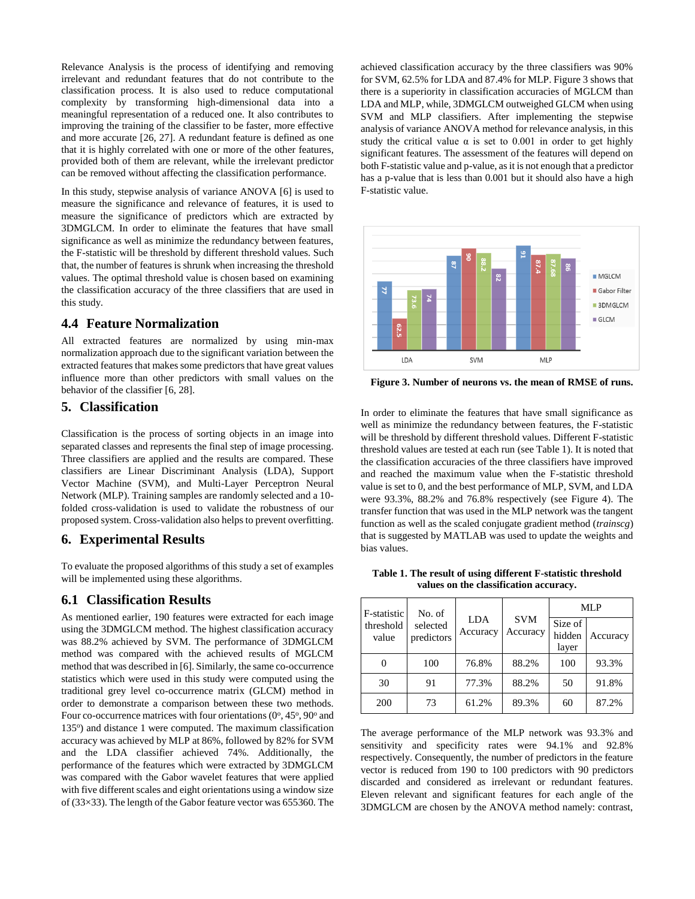Relevance Analysis is the process of identifying and removing irrelevant and redundant features that do not contribute to the classification process. It is also used to reduce computational complexity by transforming high-dimensional data into a meaningful representation of a reduced one. It also contributes to improving the training of the classifier to be faster, more effective and more accurate [26, 27]. A redundant feature is defined as one that it is highly correlated with one or more of the other features, provided both of them are relevant, while the irrelevant predictor can be removed without affecting the classification performance.

In this study, stepwise analysis of variance ANOVA [6] is used to measure the significance and relevance of features, it is used to measure the significance of predictors which are extracted by 3DMGLCM. In order to eliminate the features that have small significance as well as minimize the redundancy between features, the F-statistic will be threshold by different threshold values. Such that, the number of features is shrunk when increasing the threshold values. The optimal threshold value is chosen based on examining the classification accuracy of the three classifiers that are used in this study.

## 4.4 Feature Normalization

All extracted features are normalized by using min-max normalization approach due to the significant variation between the extracted features that makes some predictors that have great values influence more than other predictors with small values on the behavior of the classifier [6, 28].

# 5. Classification

Classification is the process of sorting objects in an image into separated classes and represents the final step of image processing. Three classifiers are applied and the results are compared. These classifiers are Linear Discriminant Analysis (LDA), Support Vector Machine (SVM), and Multi-Layer Perceptron Neural Network (MLP). Training samples are randomly selected and a 10-folded cross-validation is used to validate the robustness of our proposed system. Cross-validation also helps to prevent overfitting.

# 6. Experimental Results

To evaluate the proposed algorithms of this study a set of examples will be implemented using these algorithms.

## 6.1 Classification Results

As mentioned earlier, 190 features were extracted for each image using the 3DMGLCM method. The highest classification accuracy was 88.2% achieved by SVM. The performance of 3DMGLCM method was compared with the achieved results of MGLCM method that was described in [6]. Similarly, the same co-occurrence statistics which were used in this study were computed using the traditional grey level co-occurrence matrix (GLCM) method in order to demonstrate a comparison between these two methods. Four co-occurrence matrices with four orientations ($0^o$, $45^o$, $90^o$ and $135^o$) and distance 1 were computed. The maximum classification accuracy was achieved by MLP at 86%, followed by 82% for SVM and the LDA classifier achieved 74%. Additionally, the performance of the features which were extracted by 3DMGLCM was compared with the Gabor wavelet features that were applied with five different scales and eight orientations using a window size of (33×33). The length of the Gabor feature vector was 655360. The achieved classification accuracy by the three classifiers was 90% for SVM, 62.5% for LDA and 87.4% for MLP. Figure 3 shows that there is a superiority in classification accuracies of MGLCM than LDA and MLP, while, 3DMGLCM outweighed GLCM when using SVM and MLP classifiers. After implementing the stepwise analysis of variance ANOVA method for relevance analysis, in this study the critical value α is set to 0.001 in order to get highly significant features. The assessment of the features will depend on both F-statistic value and p-value, as it is not enough that a predictor has a p-value that is less than 0.001 but it should also have a high F-statistic value.

| | MGLCM | Gabor Filter | 3DMGLCM | GLCM |
|---|---|---|---|---|
| LDA | 77 | 62.5 | 73.6 | 74 |
| SVM | 87 | 90 | 88.2 | 82 |
| MLP | 91 | 87.4 | 87.68 | 86 |

**Figure 3. Number of neurons vs. the mean of RMSE of runs.**

In order to eliminate the features that have small significance as well as minimize the redundancy between features, the F-statistic will be threshold by different threshold values. Different F-statistic threshold values are tested at each run (see Table 1). It is noted that the classification accuracies of the three classifiers have improved and reached the maximum value when the F-statistic threshold value is set to 0, and the best performance of MLP, SVM, and LDA were 93.3%, 88.2% and 76.8% respectively (see Figure 4). The transfer function that was used in the MLP network was the tangent function as well as the scaled conjugate gradient method (*trainscg*) that is suggested by MATLAB was used to update the weights and bias values.

**Table 1. The result of using different F-statistic threshold values on the classification accuracy.**

| F-statistic threshold value | No. of selected predictors | LDA Accuracy | SVM Accuracy | MLP | |
|---|---|---|---|---|---|
| | | | | Size of hidden layer | Accuracy |
| 0 | 100 | 76.8% | 88.2% | 100 | 93.3% |
| 30 | 91 | 77.3% | 88.2% | 50 | 91.8% |
| 200 | 73 | 61.2% | 89.3% | 60 | 87.2% |

The average performance of the MLP network was 93.3% and sensitivity and specificity rates were 94.1% and 92.8% respectively. Consequently, the number of predictors in the feature vector is reduced from 190 to 100 predictors with 90 predictors discarded and considered as irrelevant or redundant features. Eleven relevant and significant features for each angle of the 3DMGLCM are chosen by the ANOVA method namely: contrast,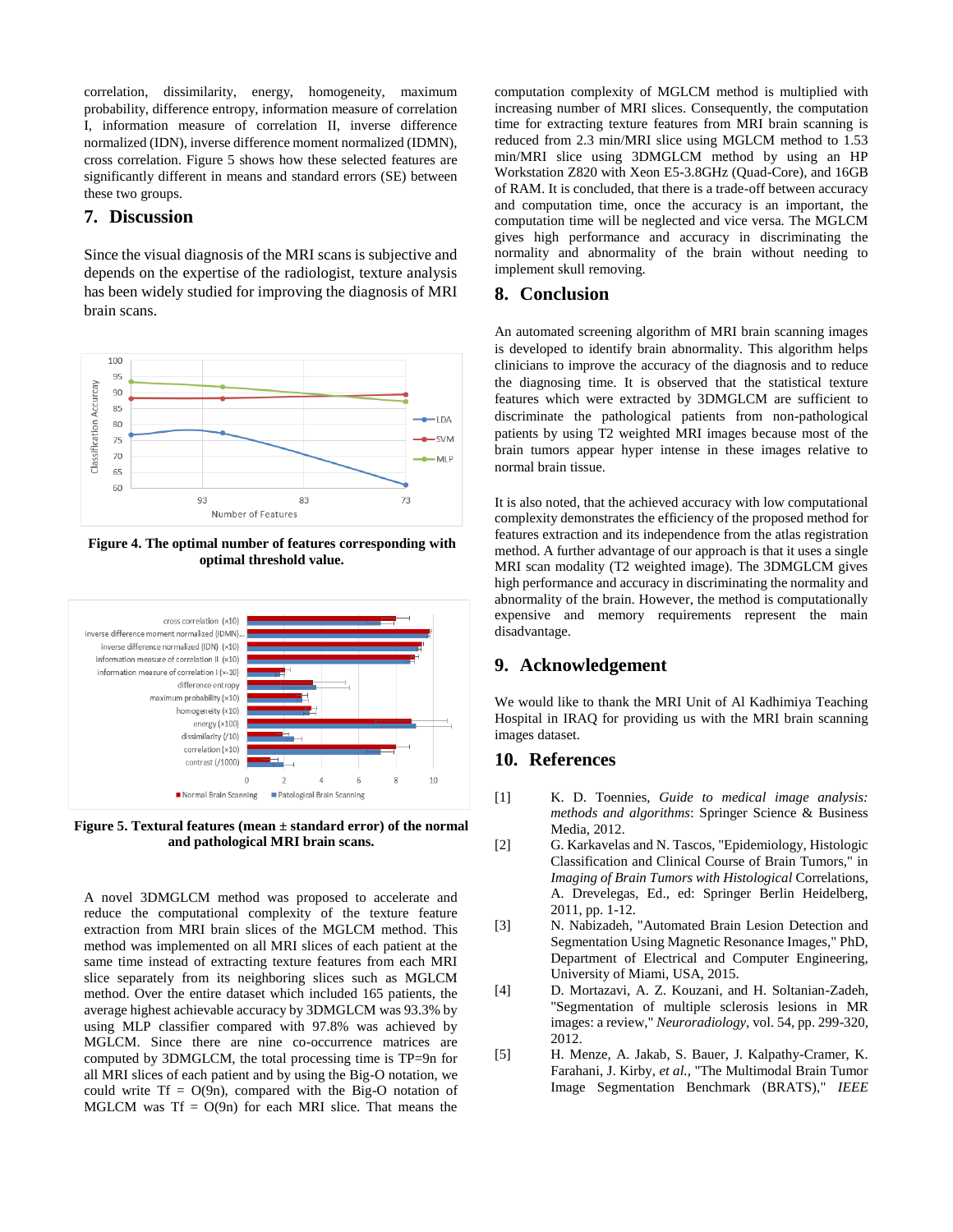correlation, dissimilarity, energy, homogeneity, maximum probability, difference entropy, information measure of correlation I, information measure of correlation II, inverse difference normalized (IDN), inverse difference moment normalized (IDMN), cross correlation. Figure 5 shows how these selected features are significantly different in means and standard errors (SE) between these two groups.

## 7. Discussion

Since the visual diagnosis of the MRI scans is subjective and depends on the expertise of the radiologist, texture analysis has been widely studied for improving the diagnosis of MRI brain scans.

**Figure 4. The optimal number of features corresponding with optimal threshold value.**

**Figure 5. Textural features (mean ± standard error) of the normal and pathological MRI brain scans.**

A novel 3DMGLCM method was proposed to accelerate and reduce the computational complexity of the texture feature extraction from MRI brain slices of the MGLCM method. This method was implemented on all MRI slices of each patient at the same time instead of extracting texture features from each MRI slice separately from its neighboring slices such as MGLCM method. Over the entire dataset which included 165 patients, the average highest achievable accuracy by 3DMGLCM was 93.3% by using MLP classifier compared with 97.8% was achieved by MGLCM. Since there are nine co-occurrence matrices are computed by 3DMGLCM, the total processing time is TP=9n for all MRI slices of each patient and by using the Big-O notation, we could write Tf = O(9n), compared with the Big-O notation of MGLCM was Tf = O(9n) for each MRI slice. That means the computation complexity of MGLCM method is multiplied with increasing number of MRI slices. Consequently, the computation time for extracting texture features from MRI brain scanning is reduced from 2.3 min/MRI slice using MGLCM method to 1.53 min/MRI slice using 3DMGLCM method by using an HP Workstation Z820 with Xeon E5-3.8GHz (Quad-Core), and 16GB of RAM. It is concluded, that there is a trade-off between accuracy and computation time, once the accuracy is an important, the computation time will be neglected and vice versa. The MGLCM gives high performance and accuracy in discriminating the normality and abnormality of the brain without needing to implement skull removing.

## 8. Conclusion

An automated screening algorithm of MRI brain scanning images is developed to identify brain abnormality. This algorithm helps clinicians to improve the accuracy of the diagnosis and to reduce the diagnosing time. It is observed that the statistical texture features which were extracted by 3DMGLCM are sufficient to discriminate the pathological patients from non-pathological patients by using T2 weighted MRI images because most of the brain tumors appear hyper intense in these images relative to normal brain tissue.

It is also noted, that the achieved accuracy with low computational complexity demonstrates the efficiency of the proposed method for features extraction and its independence from the atlas registration method. A further advantage of our approach is that it uses a single MRI scan modality (T2 weighted image). The 3DMGLCM gives high performance and accuracy in discriminating the normality and abnormality of the brain. However, the method is computationally expensive and memory requirements represent the main disadvantage.

## 9. Acknowledgement

We would like to thank the MRI Unit of Al Kadhimiya Teaching Hospital in IRAQ for providing us with the MRI brain scanning images dataset.

## 10. References

[1] K. D. Toennies, *Guide to medical image analysis: methods and algorithms*: Springer Science & Business Media, 2012.

[2] G. Karkavelas and N. Tascos, "Epidemiology, Histologic Classification and Clinical Course of Brain Tumors," in *Imaging of Brain Tumors with Histological* Correlations, A. Drevelegas, Ed., ed: Springer Berlin Heidelberg, 2011, pp. 1-12.

[3] N. Nabizadeh, "Automated Brain Lesion Detection and Segmentation Using Magnetic Resonance Images," PhD, Department of Electrical and Computer Engineering, University of Miami, USA, 2015.

[4] D. Mortazavi, A. Z. Kouzani, and H. Soltanian-Zadeh, "Segmentation of multiple sclerosis lesions in MR images: a review," *Neuroradiology*, vol. 54, pp. 299-320, 2012.

[5] H. Menze, A. Jakab, S. Bauer, J. Kalpathy-Cramer, K. Farahani, J. Kirby, *et al.*, "The Multimodal Brain Tumor Image Segmentation Benchmark (BRATS)," *IEEE*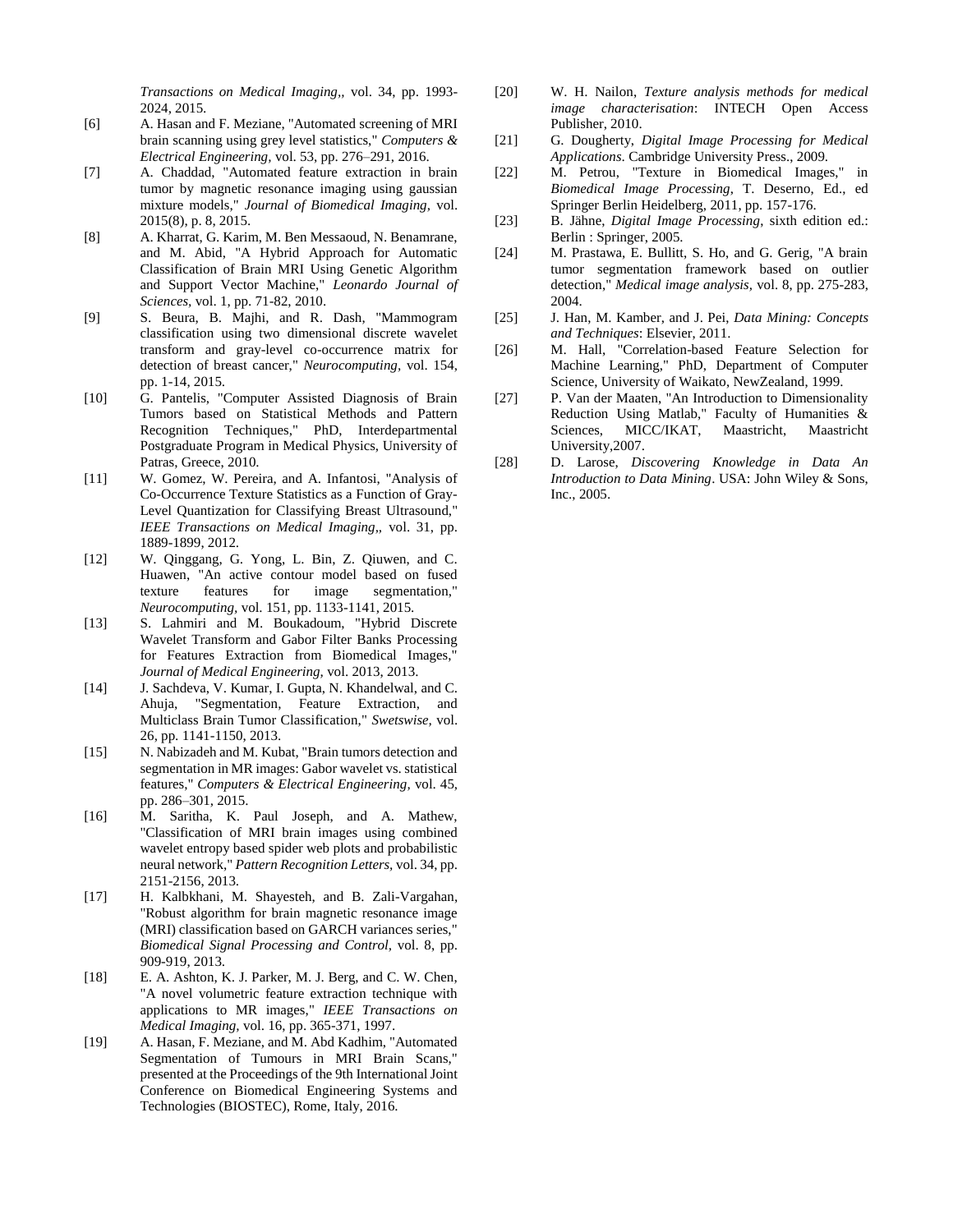*Transactions on Medical Imaging,*, vol. 34, pp. 1993-2024, 2015.

[6] A. Hasan and F. Meziane, "Automated screening of MRI brain scanning using grey level statistics," *Computers & Electrical Engineering,* vol. 53, pp. 276–291, 2016.

[7] A. Chaddad, "Automated feature extraction in brain tumor by magnetic resonance imaging using gaussian mixture models," *Journal of Biomedical Imaging,* vol. 2015(8), p. 8, 2015.

[8] A. Kharrat, G. Karim, M. Ben Messaoud, N. Benamrane, and M. Abid, "A Hybrid Approach for Automatic Classification of Brain MRI Using Genetic Algorithm and Support Vector Machine," *Leonardo Journal of Sciences,* vol. 1, pp. 71-82, 2010.

[9] S. Beura, B. Majhi, and R. Dash, "Mammogram classification using two dimensional discrete wavelet transform and gray-level co-occurrence matrix for detection of breast cancer," *Neurocomputing,* vol. 154, pp. 1-14, 2015.

[10] G. Pantelis, "Computer Assisted Diagnosis of Brain Tumors based on Statistical Methods and Pattern Recognition Techniques," PhD, Interdepartmental Postgraduate Program in Medical Physics, University of Patras, Greece, 2010.

[11] W. Gomez, W. Pereira, and A. Infantosi, "Analysis of Co-Occurrence Texture Statistics as a Function of Gray-Level Quantization for Classifying Breast Ultrasound," *IEEE Transactions on Medical Imaging,*, vol. 31, pp. 1889-1899, 2012.

[12] W. Qinggang, G. Yong, L. Bin, Z. Qiuwen, and C. Huawen, "An active contour model based on fused texture features for image segmentation," *Neurocomputing,* vol. 151, pp. 1133-1141, 2015.

[13] S. Lahmiri and M. Boukadoum, "Hybrid Discrete Wavelet Transform and Gabor Filter Banks Processing for Features Extraction from Biomedical Images," *Journal of Medical Engineering,* vol. 2013, 2013.

[14] J. Sachdeva, V. Kumar, I. Gupta, N. Khandelwal, and C. Ahuja, "Segmentation, Feature Extraction, and Multiclass Brain Tumor Classification," *Swetswise,* vol. 26, pp. 1141-1150, 2013.

[15] N. Nabizadeh and M. Kubat, "Brain tumors detection and segmentation in MR images: Gabor wavelet vs. statistical features," *Computers & Electrical Engineering,* vol. 45, pp. 286–301, 2015.

[16] M. Saritha, K. Paul Joseph, and A. Mathew, "Classification of MRI brain images using combined wavelet entropy based spider web plots and probabilistic neural network," *Pattern Recognition Letters,* vol. 34, pp. 2151-2156, 2013.

[17] H. Kalbkhani, M. Shayesteh, and B. Zali-Vargahan, "Robust algorithm for brain magnetic resonance image (MRI) classification based on GARCH variances series," *Biomedical Signal Processing and Control,* vol. 8, pp. 909-919, 2013.

[18] E. A. Ashton, K. J. Parker, M. J. Berg, and C. W. Chen, "A novel volumetric feature extraction technique with applications to MR images," *IEEE Transactions on Medical Imaging,* vol. 16, pp. 365-371, 1997.

[19] A. Hasan, F. Meziane, and M. Abd Kadhim, "Automated Segmentation of Tumours in MRI Brain Scans," presented at the Proceedings of the 9th International Joint Conference on Biomedical Engineering Systems and Technologies (BIOSTEC), Rome, Italy, 2016.

[20] W. H. Nailon, *Texture analysis methods for medical image characterisation*: INTECH Open Access Publisher, 2010.

[21] G. Dougherty, *Digital Image Processing for Medical Applications*. Cambridge University Press., 2009.

[22] M. Petrou, "Texture in Biomedical Images," in *Biomedical Image Processing*, T. Deserno, Ed., ed Springer Berlin Heidelberg, 2011, pp. 157-176.

[23] B. Jähne, *Digital Image Processing*, sixth edition ed.: Berlin : Springer, 2005.

[24] M. Prastawa, E. Bullitt, S. Ho, and G. Gerig, "A brain tumor segmentation framework based on outlier detection," *Medical image analysis,* vol. 8, pp. 275-283, 2004.

[25] J. Han, M. Kamber, and J. Pei, *Data Mining: Concepts and Techniques*: Elsevier, 2011.

[26] M. Hall, "Correlation-based Feature Selection for Machine Learning," PhD, Department of Computer Science, University of Waikato, NewZealand, 1999.

[27] P. Van der Maaten, "An Introduction to Dimensionality Reduction Using Matlab," Faculty of Humanities & Sciences, MICC/IKAT, Maastricht, Maastricht University,2007.

[28] D. Larose, *Discovering Knowledge in Data An Introduction to Data Mining*. USA: John Wiley & Sons, Inc., 2005.